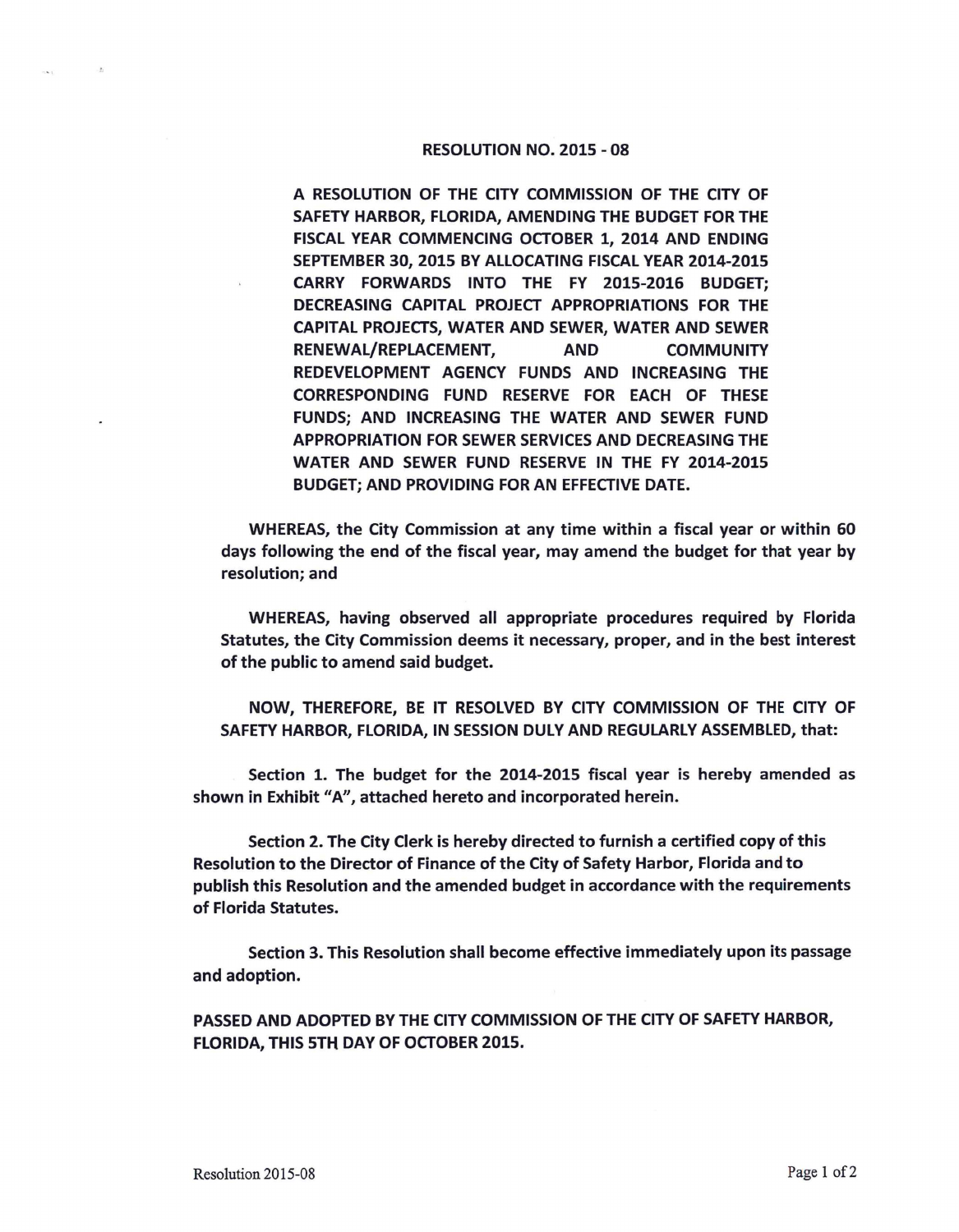# RESOLUTION NO. 2015 - 08

**A RESOLUTION OF THE CITY COMMISSION OF THE CITY OF SAFETY HARBOR, FLORIDA, AMENDING THE BUDGET FOR THE FISCAL YEAR COMMENCING OCTOBER 1, 2014 AND ENDING SEPTEMBER 30, 2015 BY ALLOCATING FISCAL YEAR 2014-2015 CARRY FORWARDS INTO THE FY 2015-2016 BUDGET; DECREASING CAPITAL PROJECT APPROPRIATIONS FOR THE CAPITAL PROJECTS, WATER AND SEWER, WATER AND SEWER RENEWAL/REPLACEMENT, AND COMMUNITY REDEVELOPMENT AGENCY FUNDS AND INCREASING THE CORRESPONDING FUND RESERVE FOR EACH OF THESE FUNDS; AND INCREASING THE WATER AND SEWER FUND APPROPRIATION FOR SEWER SERVICES AND DECREASING THE WATER AND SEWER FUND RESERVE IN THE FY 2014-2015 BUDGET; AND PROVIDING FOR AN EFFECTIVE DATE.**

**WHEREAS, the City Commission at any time within a fiscal year or within 60 days following the end of the fiscal year, may amend the budget for that year by resolution; and**

**WHEREAS, having observed all appropriate procedures required by Florida Statutes, the City Commission deems it necessary, proper, and in the best interest of the public to amend said budget.**

**NOW, THEREFORE, BE IT RESOLVED BY CITY COMMISSION OF THE CITY OF SAFETY HARBOR, FLORIDA, IN SESSION DULY AND REGULARLY ASSEMBLED, that:**

**Section 1. The budget for the 2014-2015 fiscal year is hereby amended as shown in Exhibit "A", attached hereto and incorporated herein.**

**Section 2. The City Clerk is hereby directed to furnish a certified copy of this Resolution to the Director of Finance of the City of Safety Harbor, Florida and to publish this Resolution and the amended budget in accordance with the requirements of Florida Statutes.**

**Section 3. This Resolution shall become effective immediately upon its passage and adoption.**

**PASSED AND ADOPTED BY THE CITY COMMISSION OF THE CITY OF SAFETY HARBOR, FLORIDA, THIS 5TH DAY OF OCTOBER 2015.**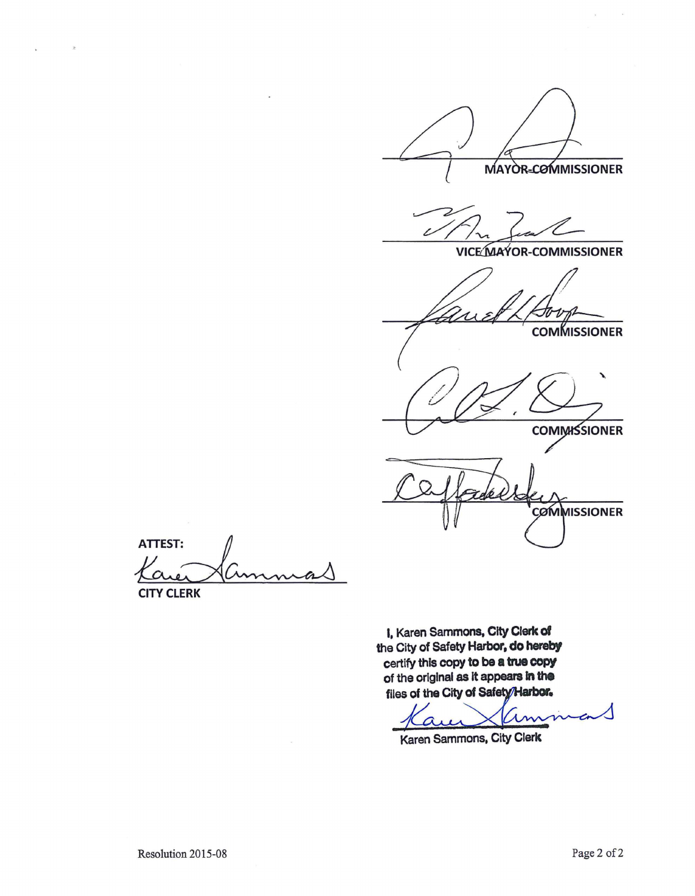MAYOR-COMMISSIONER

VICE MAYOR-COMMISSIONER

COMMISSIONER

COMMISSIONER

COMMISSIONER

ATTEST:

CITY CLERK

I, Karen Sammons, City Clerk of the City of Safety Harbor, do hereby certify this copy to be a true copy of the original as it appears in the files of the City of Safety Harbor.

Karen Sammons, City Clerk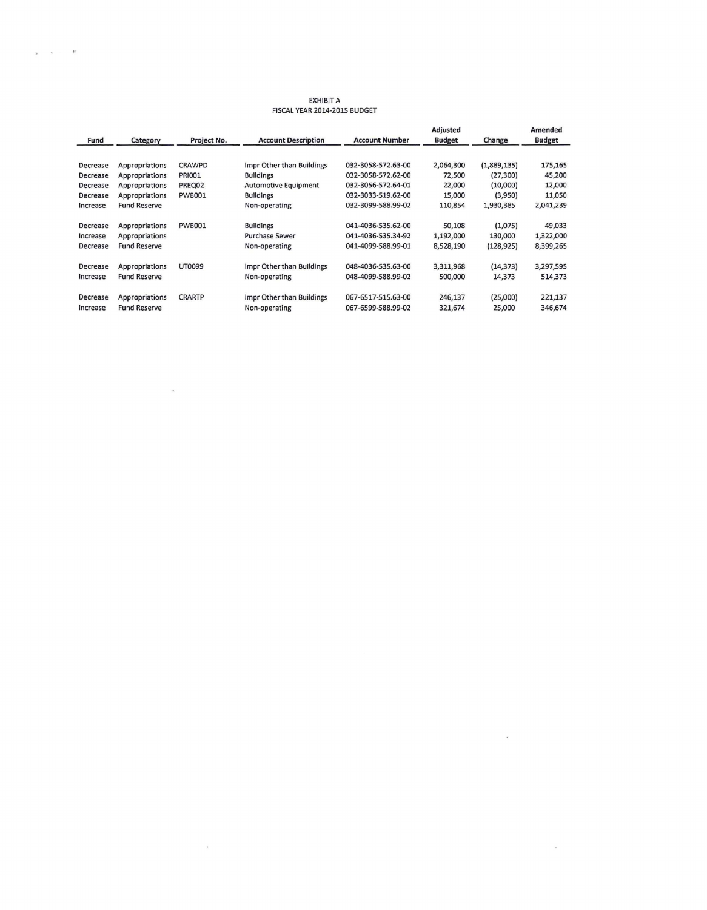EXHIBIT A
FISCAL YEAR 2014-2015 BUDGET

| Fund | Category | Project No. | Account Description | Account Number | Adjusted Budget | Change | Amended Budget |
|---|---|---|---|---|---|---|---|
| Decrease | Appropriations | CRAWPD | Impr Other than Buildings | 032-3058-572.63-00 | 2,064,300 | (1,889,135) | 175,165 |
| Decrease | Appropriations | PRI001 | Buildings | 032-3058-572.62-00 | 72,500 | (27,300) | 45,200 |
| Decrease | Appropriations | PREQ02 | Automotive Equipment | 032-3056-572.64-01 | 22,000 | (10,000) | 12,000 |
| Decrease | Appropriations | PWB001 | Buildings | 032-3033-519.62-00 | 15,000 | (3,950) | 11,050 |
| Increase | Fund Reserve | | Non-operating | 032-3099-588.99-02 | 110,854 | 1,930,385 | 2,041,239 |
| | | | | | | | |
| Decrease | Appropriations | PWB001 | Buildings | 041-4036-535.62-00 | 50,108 | (1,075) | 49,033 |
| Increase | Appropriations | | Purchase Sewer | 041-4036-535.34-92 | 1,192,000 | 130,000 | 1,322,000 |
| Decrease | Fund Reserve | | Non-operating | 041-4099-588.99-01 | 8,528,190 | (128,925) | 8,399,265 |
| | | | | | | | |
| Decrease | Appropriations | UT0099 | Impr Other than Buildings | 048-4036-535.63-00 | 3,311,968 | (14,373) | 3,297,595 |
| Increase | Fund Reserve | | Non-operating | 048-4099-588.99-02 | 500,000 | 14,373 | 514,373 |
| | | | | | | | |
| Decrease | Appropriations | CRARTP | Impr Other than Buildings | 067-6517-515.63-00 | 246,137 | (25,000) | 221,137 |
| Increase | Fund Reserve | | Non-operating | 067-6599-588.99-02 | 321,674 | 25,000 | 346,674 |